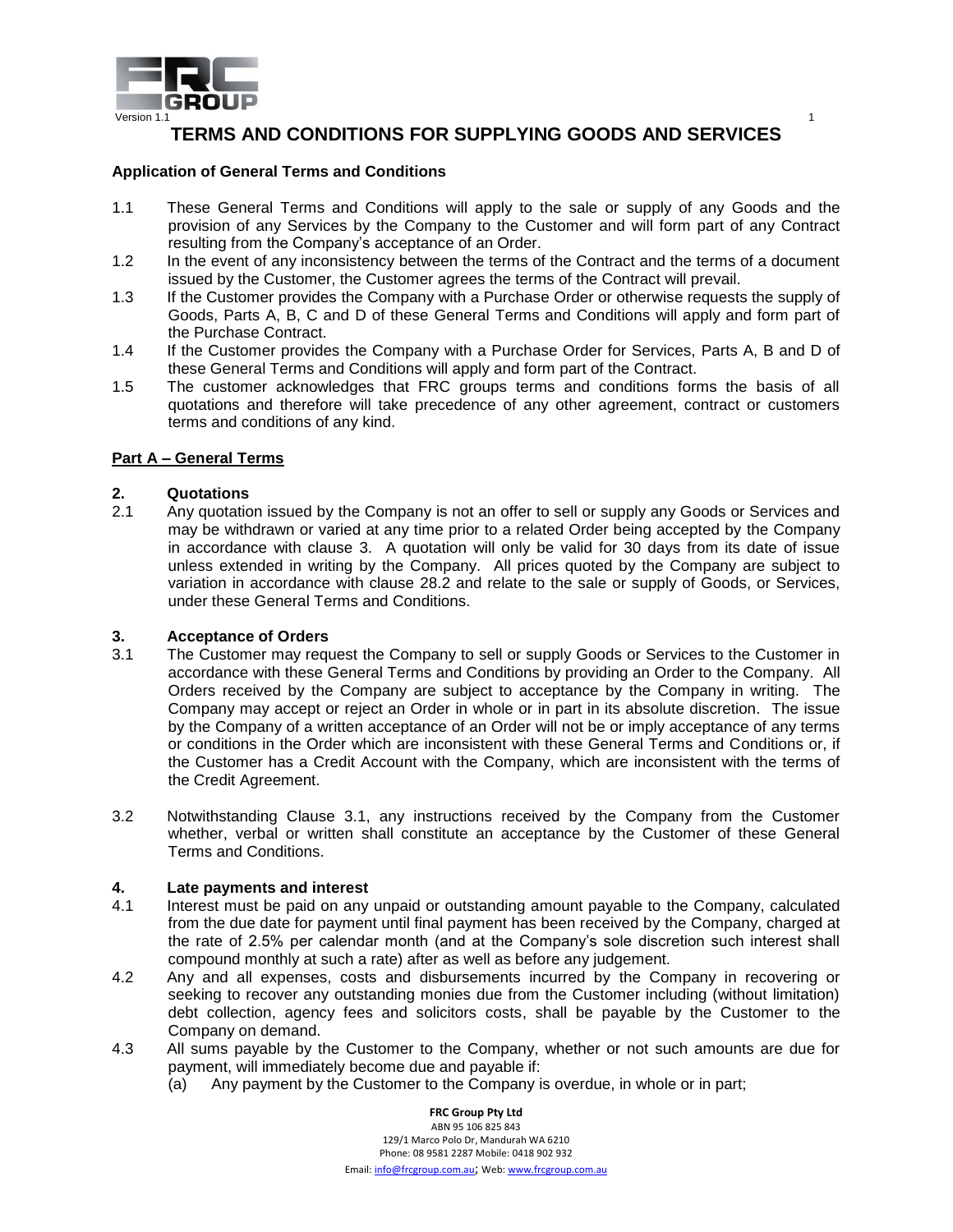# TERMS AND CONDITIONS FOR SUPPLYING GOODS AND SERVICES

**Application of General Terms and Conditions**

1.1 These General Terms and Conditions will apply to the sale or supply of any Goods and the provision of any Services by the Company to the Customer and will form part of any Contract resulting from the Company's acceptance of an Order.

1.2 In the event of any inconsistency between the terms of the Contract and the terms of a document issued by the Customer, the Customer agrees the terms of the Contract will prevail.

1.3 If the Customer provides the Company with a Purchase Order or otherwise requests the supply of Goods, Parts A, B, C and D of these General Terms and Conditions will apply and form part of the Purchase Contract.

1.4 If the Customer provides the Company with a Purchase Order for Services, Parts A, B and D of these General Terms and Conditions will apply and form part of the Contract.

1.5 The customer acknowledges that FRC groups terms and conditions forms the basis of all quotations and therefore will take precedence of any other agreement, contract or customers terms and conditions of any kind.

## Part A – General Terms

### 2. Quotations

2.1 Any quotation issued by the Company is not an offer to sell or supply any Goods or Services and may be withdrawn or varied at any time prior to a related Order being accepted by the Company in accordance with clause 3. A quotation will only be valid for 30 days from its date of issue unless extended in writing by the Company. All prices quoted by the Company are subject to variation in accordance with clause 28.2 and relate to the sale or supply of Goods, or Services, under these General Terms and Conditions.

### 3. Acceptance of Orders

3.1 The Customer may request the Company to sell or supply Goods or Services to the Customer in accordance with these General Terms and Conditions by providing an Order to the Company. All Orders received by the Company are subject to acceptance by the Company in writing. The Company may accept or reject an Order in whole or in part in its absolute discretion. The issue by the Company of a written acceptance of an Order will not be or imply acceptance of any terms or conditions in the Order which are inconsistent with these General Terms and Conditions or, if the Customer has a Credit Account with the Company, which are inconsistent with the terms of the Credit Agreement.

3.2 Notwithstanding Clause 3.1, any instructions received by the Company from the Customer whether, verbal or written shall constitute an acceptance by the Customer of these General Terms and Conditions.

### 4. Late payments and interest

4.1 Interest must be paid on any unpaid or outstanding amount payable to the Company, calculated from the due date for payment until final payment has been received by the Company, charged at the rate of 2.5% per calendar month (and at the Company's sole discretion such interest shall compound monthly at such a rate) after as well as before any judgement.

4.2 Any and all expenses, costs and disbursements incurred by the Company in recovering or seeking to recover any outstanding monies due from the Customer including (without limitation) debt collection, agency fees and solicitors costs, shall be payable by the Customer to the Company on demand.

4.3 All sums payable by the Customer to the Company, whether or not such amounts are due for payment, will immediately become due and payable if:

(a) Any payment by the Customer to the Company is overdue, in whole or in part;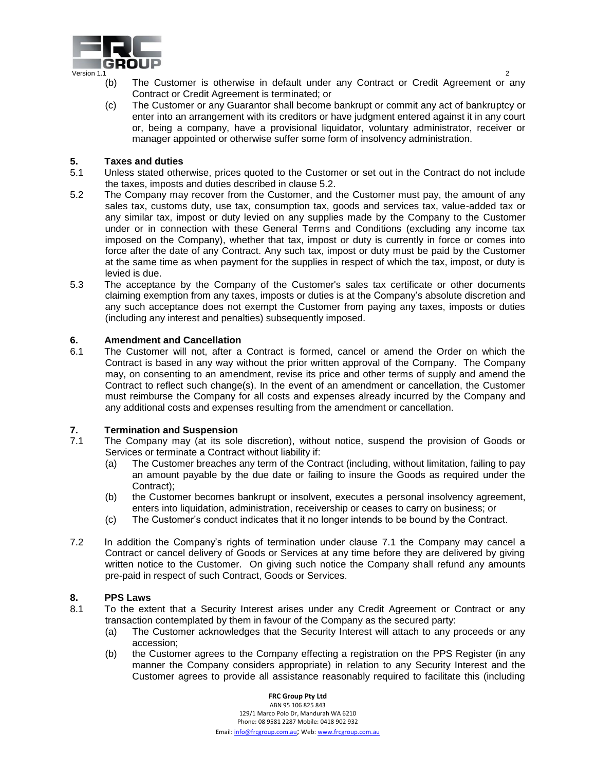(b) The Customer is otherwise in default under any Contract or Credit Agreement or any Contract or Credit Agreement is terminated; or

(c) The Customer or any Guarantor shall become bankrupt or commit any act of bankruptcy or enter into an arrangement with its creditors or have judgment entered against it in any court or, being a company, have a provisional liquidator, voluntary administrator, receiver or manager appointed or otherwise suffer some form of insolvency administration.

## 5. Taxes and duties

5.1 Unless stated otherwise, prices quoted to the Customer or set out in the Contract do not include the taxes, imposts and duties described in clause 5.2.

5.2 The Company may recover from the Customer, and the Customer must pay, the amount of any sales tax, customs duty, use tax, consumption tax, goods and services tax, value-added tax or any similar tax, impost or duty levied on any supplies made by the Company to the Customer under or in connection with these General Terms and Conditions (excluding any income tax imposed on the Company), whether that tax, impost or duty is currently in force or comes into force after the date of any Contract. Any such tax, impost or duty must be paid by the Customer at the same time as when payment for the supplies in respect of which the tax, impost, or duty is levied is due.

5.3 The acceptance by the Company of the Customer's sales tax certificate or other documents claiming exemption from any taxes, imposts or duties is at the Company's absolute discretion and any such acceptance does not exempt the Customer from paying any taxes, imposts or duties (including any interest and penalties) subsequently imposed.

## 6. Amendment and Cancellation

6.1 The Customer will not, after a Contract is formed, cancel or amend the Order on which the Contract is based in any way without the prior written approval of the Company. The Company may, on consenting to an amendment, revise its price and other terms of supply and amend the Contract to reflect such change(s). In the event of an amendment or cancellation, the Customer must reimburse the Company for all costs and expenses already incurred by the Company and any additional costs and expenses resulting from the amendment or cancellation.

## 7. Termination and Suspension

7.1 The Company may (at its sole discretion), without notice, suspend the provision of Goods or Services or terminate a Contract without liability if:

(a) The Customer breaches any term of the Contract (including, without limitation, failing to pay an amount payable by the due date or failing to insure the Goods as required under the Contract);

(b) the Customer becomes bankrupt or insolvent, executes a personal insolvency agreement, enters into liquidation, administration, receivership or ceases to carry on business; or

(c) The Customer's conduct indicates that it no longer intends to be bound by the Contract.

7.2 In addition the Company's rights of termination under clause 7.1 the Company may cancel a Contract or cancel delivery of Goods or Services at any time before they are delivered by giving written notice to the Customer. On giving such notice the Company shall refund any amounts pre-paid in respect of such Contract, Goods or Services.

## 8. PPS Laws

8.1 To the extent that a Security Interest arises under any Credit Agreement or Contract or any transaction contemplated by them in favour of the Company as the secured party:

(a) The Customer acknowledges that the Security Interest will attach to any proceeds or any accession;

(b) the Customer agrees to the Company effecting a registration on the PPS Register (in any manner the Company considers appropriate) in relation to any Security Interest and the Customer agrees to provide all assistance reasonably required to facilitate this (including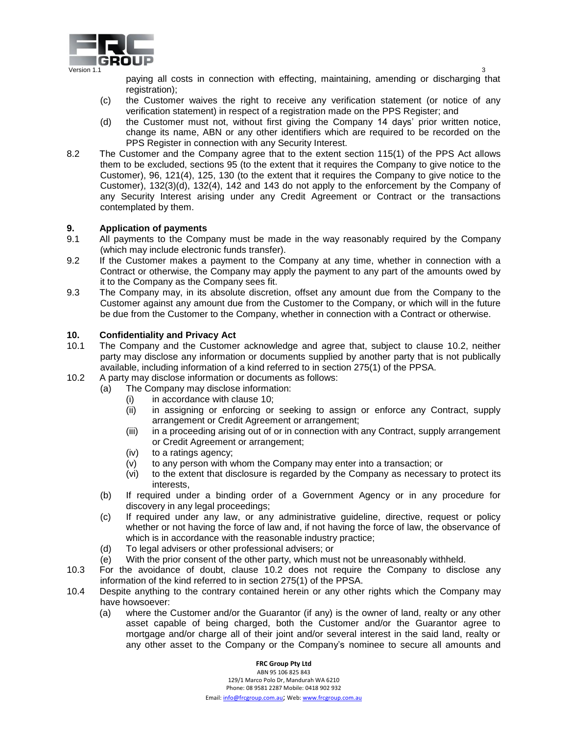paying all costs in connection with effecting, maintaining, amending or discharging that registration);

(c) the Customer waives the right to receive any verification statement (or notice of any verification statement) in respect of a registration made on the PPS Register; and

(d) the Customer must not, without first giving the Company 14 days' prior written notice, change its name, ABN or any other identifiers which are required to be recorded on the PPS Register in connection with any Security Interest.

8.2 The Customer and the Company agree that to the extent section 115(1) of the PPS Act allows them to be excluded, sections 95 (to the extent that it requires the Company to give notice to the Customer), 96, 121(4), 125, 130 (to the extent that it requires the Company to give notice to the Customer), 132(3)(d), 132(4), 142 and 143 do not apply to the enforcement by the Company of any Security Interest arising under any Credit Agreement or Contract or the transactions contemplated by them.

## 9. Application of payments

9.1 All payments to the Company must be made in the way reasonably required by the Company (which may include electronic funds transfer).

9.2 If the Customer makes a payment to the Company at any time, whether in connection with a Contract or otherwise, the Company may apply the payment to any part of the amounts owed by it to the Company as the Company sees fit.

9.3 The Company may, in its absolute discretion, offset any amount due from the Company to the Customer against any amount due from the Customer to the Company, or which will in the future be due from the Customer to the Company, whether in connection with a Contract or otherwise.

## 10. Confidentiality and Privacy Act

10.1 The Company and the Customer acknowledge and agree that, subject to clause 10.2, neither party may disclose any information or documents supplied by another party that is not publically available, including information of a kind referred to in section 275(1) of the PPSA.

10.2 A party may disclose information or documents as follows:

(a) The Company may disclose information:

(i) in accordance with clause 10;

(ii) in assigning or enforcing or seeking to assign or enforce any Contract, supply arrangement or Credit Agreement or arrangement;

(iii) in a proceeding arising out of or in connection with any Contract, supply arrangement or Credit Agreement or arrangement;

(iv) to a ratings agency;

(v) to any person with whom the Company may enter into a transaction; or

(vi) to the extent that disclosure is regarded by the Company as necessary to protect its interests,

(b) If required under a binding order of a Government Agency or in any procedure for discovery in any legal proceedings;

(c) If required under any law, or any administrative guideline, directive, request or policy whether or not having the force of law and, if not having the force of law, the observance of which is in accordance with the reasonable industry practice;

(d) To legal advisers or other professional advisers; or

(e) With the prior consent of the other party, which must not be unreasonably withheld.

10.3 For the avoidance of doubt, clause 10.2 does not require the Company to disclose any information of the kind referred to in section 275(1) of the PPSA.

10.4 Despite anything to the contrary contained herein or any other rights which the Company may have howsoever:

(a) where the Customer and/or the Guarantor (if any) is the owner of land, realty or any other asset capable of being charged, both the Customer and/or the Guarantor agree to mortgage and/or charge all of their joint and/or several interest in the said land, realty or any other asset to the Company or the Company's nominee to secure all amounts and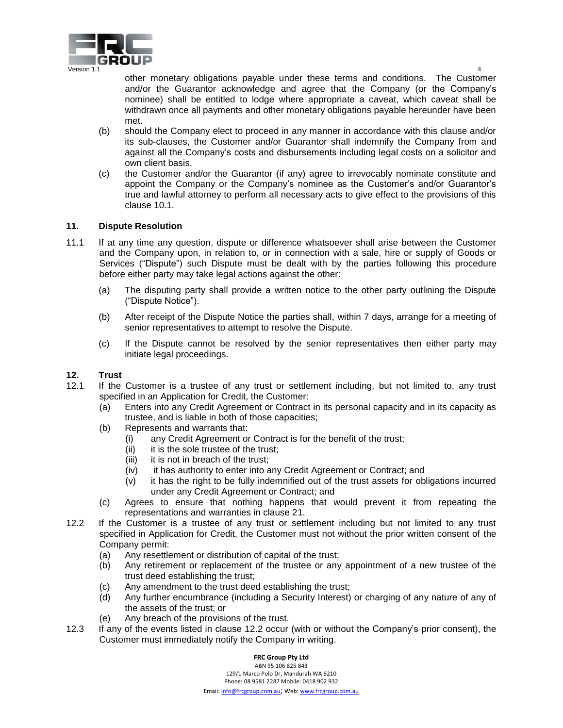other monetary obligations payable under these terms and conditions. The Customer and/or the Guarantor acknowledge and agree that the Company (or the Company's nominee) shall be entitled to lodge where appropriate a caveat, which caveat shall be withdrawn once all payments and other monetary obligations payable hereunder have been met.

(b) should the Company elect to proceed in any manner in accordance with this clause and/or its sub-clauses, the Customer and/or Guarantor shall indemnify the Company from and against all the Company's costs and disbursements including legal costs on a solicitor and own client basis.

(c) the Customer and/or the Guarantor (if any) agree to irrevocably nominate constitute and appoint the Company or the Company's nominee as the Customer's and/or Guarantor's true and lawful attorney to perform all necessary acts to give effect to the provisions of this clause 10.1.

## 11. Dispute Resolution

11.1 If at any time any question, dispute or difference whatsoever shall arise between the Customer and the Company upon, in relation to, or in connection with a sale, hire or supply of Goods or Services ("Dispute") such Dispute must be dealt with by the parties following this procedure before either party may take legal actions against the other:

(a) The disputing party shall provide a written notice to the other party outlining the Dispute ("Dispute Notice").

(b) After receipt of the Dispute Notice the parties shall, within 7 days, arrange for a meeting of senior representatives to attempt to resolve the Dispute.

(c) If the Dispute cannot be resolved by the senior representatives then either party may initiate legal proceedings.

## 12. Trust

12.1 If the Customer is a trustee of any trust or settlement including, but not limited to, any trust specified in an Application for Credit, the Customer:

(a) Enters into any Credit Agreement or Contract in its personal capacity and in its capacity as trustee, and is liable in both of those capacities;

(b) Represents and warrants that:

  (i) any Credit Agreement or Contract is for the benefit of the trust;

  (ii) it is the sole trustee of the trust;

  (iii) it is not in breach of the trust;

  (iv) it has authority to enter into any Credit Agreement or Contract; and

  (v) it has the right to be fully indemnified out of the trust assets for obligations incurred under any Credit Agreement or Contract; and

(c) Agrees to ensure that nothing happens that would prevent it from repeating the representations and warranties in clause 21.

12.2 If the Customer is a trustee of any trust or settlement including but not limited to any trust specified in Application for Credit, the Customer must not without the prior written consent of the Company permit:

(a) Any resettlement or distribution of capital of the trust;

(b) Any retirement or replacement of the trustee or any appointment of a new trustee of the trust deed establishing the trust;

(c) Any amendment to the trust deed establishing the trust;

(d) Any further encumbrance (including a Security Interest) or charging of any nature of any of the assets of the trust; or

(e) Any breach of the provisions of the trust.

12.3 If any of the events listed in clause 12.2 occur (with or without the Company's prior consent), the Customer must immediately notify the Company in writing.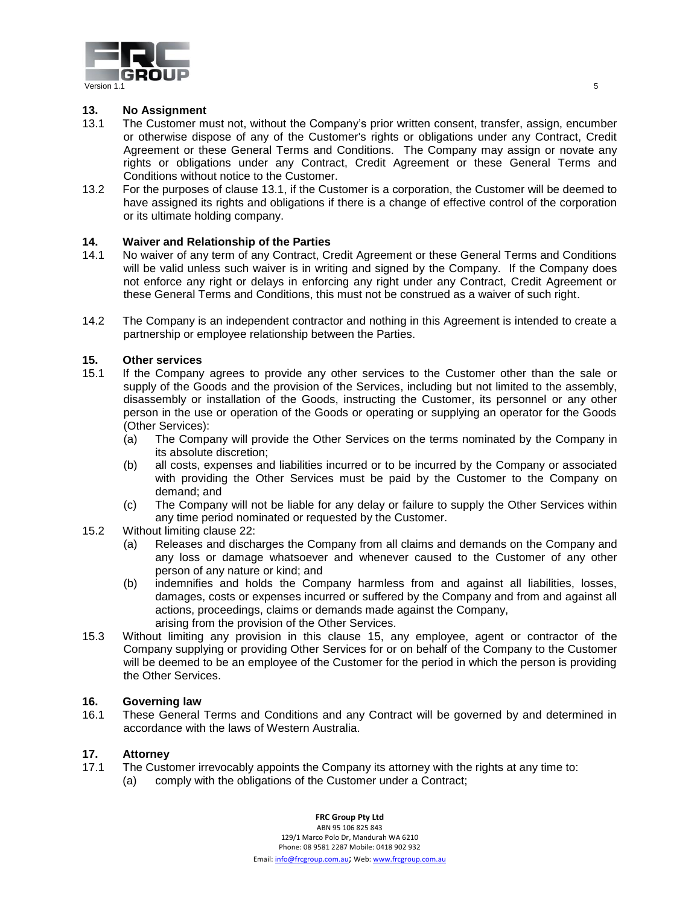## 13. No Assignment

13.1 The Customer must not, without the Company's prior written consent, transfer, assign, encumber or otherwise dispose of any of the Customer's rights or obligations under any Contract, Credit Agreement or these General Terms and Conditions. The Company may assign or novate any rights or obligations under any Contract, Credit Agreement or these General Terms and Conditions without notice to the Customer.

13.2 For the purposes of clause 13.1, if the Customer is a corporation, the Customer will be deemed to have assigned its rights and obligations if there is a change of effective control of the corporation or its ultimate holding company.

## 14. Waiver and Relationship of the Parties

14.1 No waiver of any term of any Contract, Credit Agreement or these General Terms and Conditions will be valid unless such waiver is in writing and signed by the Company. If the Company does not enforce any right or delays in enforcing any right under any Contract, Credit Agreement or these General Terms and Conditions, this must not be construed as a waiver of such right.

14.2 The Company is an independent contractor and nothing in this Agreement is intended to create a partnership or employee relationship between the Parties.

## 15. Other services

15.1 If the Company agrees to provide any other services to the Customer other than the sale or supply of the Goods and the provision of the Services, including but not limited to the assembly, disassembly or installation of the Goods, instructing the Customer, its personnel or any other person in the use or operation of the Goods or operating or supplying an operator for the Goods (Other Services):

- (a) The Company will provide the Other Services on the terms nominated by the Company in its absolute discretion;
- (b) all costs, expenses and liabilities incurred or to be incurred by the Company or associated with providing the Other Services must be paid by the Customer to the Company on demand; and
- (c) The Company will not be liable for any delay or failure to supply the Other Services within any time period nominated or requested by the Customer.

15.2 Without limiting clause 22:

- (a) Releases and discharges the Company from all claims and demands on the Company and any loss or damage whatsoever and whenever caused to the Customer of any other person of any nature or kind; and
- (b) indemnifies and holds the Company harmless from and against all liabilities, losses, damages, costs or expenses incurred or suffered by the Company and from and against all actions, proceedings, claims or demands made against the Company,

arising from the provision of the Other Services.

15.3 Without limiting any provision in this clause 15, any employee, agent or contractor of the Company supplying or providing Other Services for or on behalf of the Company to the Customer will be deemed to be an employee of the Customer for the period in which the person is providing the Other Services.

## 16. Governing law

16.1 These General Terms and Conditions and any Contract will be governed by and determined in accordance with the laws of Western Australia.

## 17. Attorney

17.1 The Customer irrevocably appoints the Company its attorney with the rights at any time to:

- (a) comply with the obligations of the Customer under a Contract;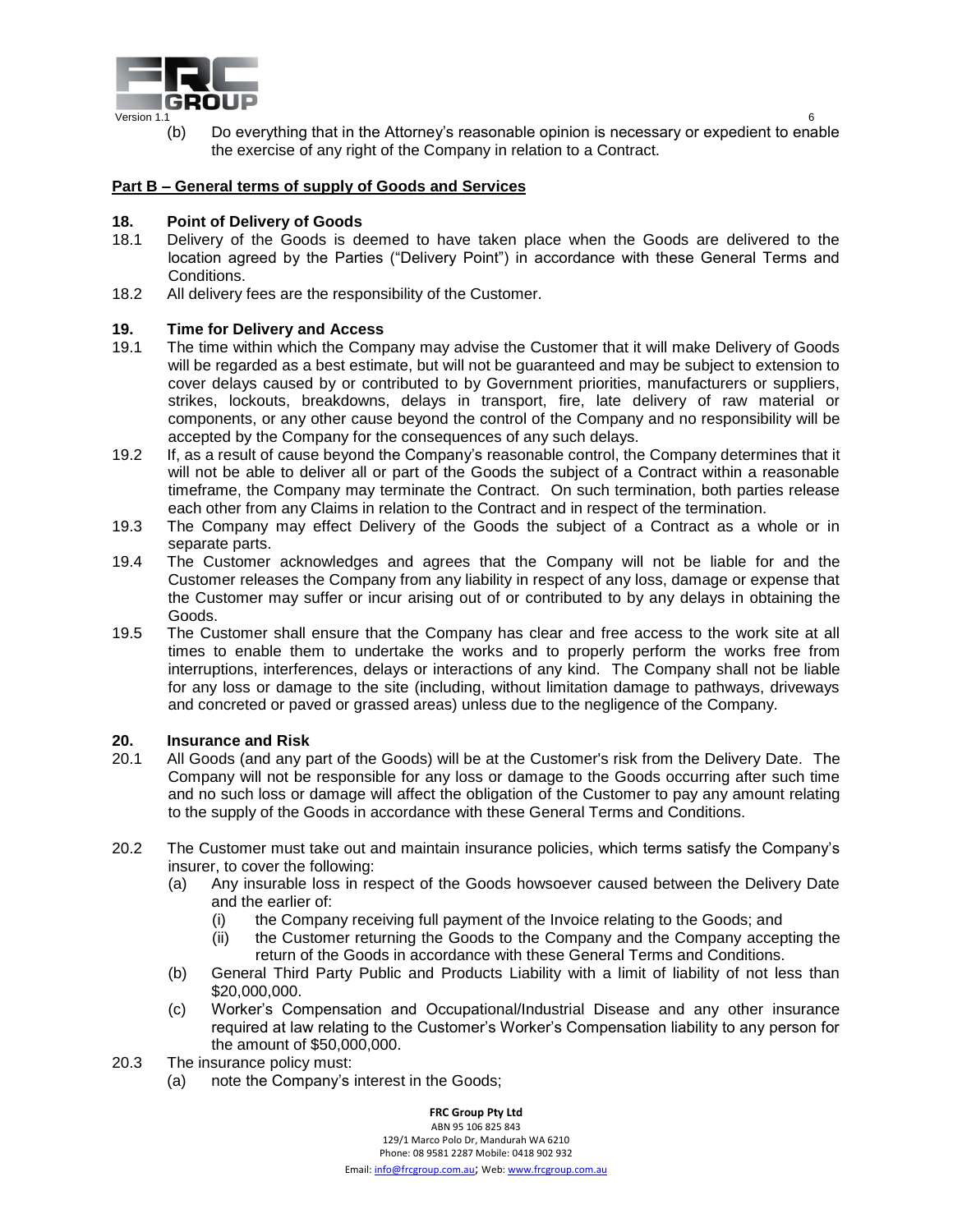(b) Do everything that in the Attorney's reasonable opinion is necessary or expedient to enable the exercise of any right of the Company in relation to a Contract.

## Part B – General terms of supply of Goods and Services

### 18. Point of Delivery of Goods

18.1 Delivery of the Goods is deemed to have taken place when the Goods are delivered to the location agreed by the Parties ("Delivery Point") in accordance with these General Terms and Conditions.

18.2 All delivery fees are the responsibility of the Customer.

### 19. Time for Delivery and Access

19.1 The time within which the Company may advise the Customer that it will make Delivery of Goods will be regarded as a best estimate, but will not be guaranteed and may be subject to extension to cover delays caused by or contributed to by Government priorities, manufacturers or suppliers, strikes, lockouts, breakdowns, delays in transport, fire, late delivery of raw material or components, or any other cause beyond the control of the Company and no responsibility will be accepted by the Company for the consequences of any such delays.

19.2 If, as a result of cause beyond the Company's reasonable control, the Company determines that it will not be able to deliver all or part of the Goods the subject of a Contract within a reasonable timeframe, the Company may terminate the Contract. On such termination, both parties release each other from any Claims in relation to the Contract and in respect of the termination.

19.3 The Company may effect Delivery of the Goods the subject of a Contract as a whole or in separate parts.

19.4 The Customer acknowledges and agrees that the Company will not be liable for and the Customer releases the Company from any liability in respect of any loss, damage or expense that the Customer may suffer or incur arising out of or contributed to by any delays in obtaining the Goods.

19.5 The Customer shall ensure that the Company has clear and free access to the work site at all times to enable them to undertake the works and to properly perform the works free from interruptions, interferences, delays or interactions of any kind. The Company shall not be liable for any loss or damage to the site (including, without limitation damage to pathways, driveways and concreted or paved or grassed areas) unless due to the negligence of the Company.

### 20. Insurance and Risk

20.1 All Goods (and any part of the Goods) will be at the Customer's risk from the Delivery Date. The Company will not be responsible for any loss or damage to the Goods occurring after such time and no such loss or damage will affect the obligation of the Customer to pay any amount relating to the supply of the Goods in accordance with these General Terms and Conditions.

20.2 The Customer must take out and maintain insurance policies, which terms satisfy the Company's insurer, to cover the following:

- (a) Any insurable loss in respect of the Goods howsoever caused between the Delivery Date and the earlier of:
  - (i) the Company receiving full payment of the Invoice relating to the Goods; and
  - (ii) the Customer returning the Goods to the Company and the Company accepting the return of the Goods in accordance with these General Terms and Conditions.
- (b) General Third Party Public and Products Liability with a limit of liability of not less than $20,000,000.
- (c) Worker's Compensation and Occupational/Industrial Disease and any other insurance required at law relating to the Customer's Worker's Compensation liability to any person for the amount of $50,000,000.

20.3 The insurance policy must:

- (a) note the Company's interest in the Goods;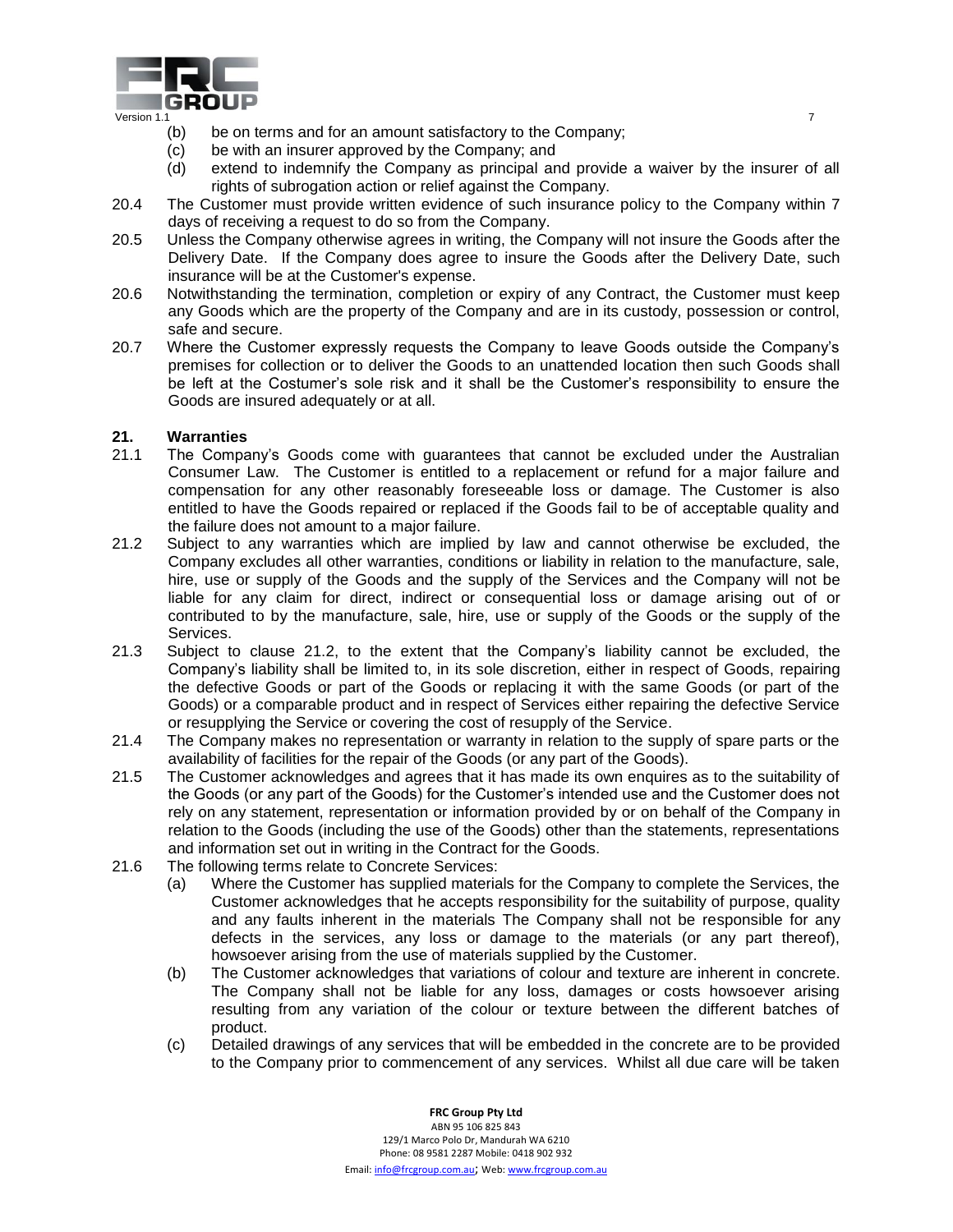(b) be on terms and for an amount satisfactory to the Company;
(c) be with an insurer approved by the Company; and
(d) extend to indemnify the Company as principal and provide a waiver by the insurer of all rights of subrogation action or relief against the Company.

20.4 The Customer must provide written evidence of such insurance policy to the Company within 7 days of receiving a request to do so from the Company.

20.5 Unless the Company otherwise agrees in writing, the Company will not insure the Goods after the Delivery Date. If the Company does agree to insure the Goods after the Delivery Date, such insurance will be at the Customer's expense.

20.6 Notwithstanding the termination, completion or expiry of any Contract, the Customer must keep any Goods which are the property of the Company and are in its custody, possession or control, safe and secure.

20.7 Where the Customer expressly requests the Company to leave Goods outside the Company's premises for collection or to deliver the Goods to an unattended location then such Goods shall be left at the Costumer's sole risk and it shall be the Customer's responsibility to ensure the Goods are insured adequately or at all.

## 21. Warranties

21.1 The Company's Goods come with guarantees that cannot be excluded under the Australian Consumer Law. The Customer is entitled to a replacement or refund for a major failure and compensation for any other reasonably foreseeable loss or damage. The Customer is also entitled to have the Goods repaired or replaced if the Goods fail to be of acceptable quality and the failure does not amount to a major failure.

21.2 Subject to any warranties which are implied by law and cannot otherwise be excluded, the Company excludes all other warranties, conditions or liability in relation to the manufacture, sale, hire, use or supply of the Goods and the supply of the Services and the Company will not be liable for any claim for direct, indirect or consequential loss or damage arising out of or contributed to by the manufacture, sale, hire, use or supply of the Goods or the supply of the Services.

21.3 Subject to clause 21.2, to the extent that the Company's liability cannot be excluded, the Company's liability shall be limited to, in its sole discretion, either in respect of Goods, repairing the defective Goods or part of the Goods or replacing it with the same Goods (or part of the Goods) or a comparable product and in respect of Services either repairing the defective Service or resupplying the Service or covering the cost of resupply of the Service.

21.4 The Company makes no representation or warranty in relation to the supply of spare parts or the availability of facilities for the repair of the Goods (or any part of the Goods).

21.5 The Customer acknowledges and agrees that it has made its own enquires as to the suitability of the Goods (or any part of the Goods) for the Customer's intended use and the Customer does not rely on any statement, representation or information provided by or on behalf of the Company in relation to the Goods (including the use of the Goods) other than the statements, representations and information set out in writing in the Contract for the Goods.

21.6 The following terms relate to Concrete Services:

(a) Where the Customer has supplied materials for the Company to complete the Services, the Customer acknowledges that he accepts responsibility for the suitability of purpose, quality and any faults inherent in the materials The Company shall not be responsible for any defects in the services, any loss or damage to the materials (or any part thereof), howsoever arising from the use of materials supplied by the Customer.

(b) The Customer acknowledges that variations of colour and texture are inherent in concrete. The Company shall not be liable for any loss, damages or costs howsoever arising resulting from any variation of the colour or texture between the different batches of product.

(c) Detailed drawings of any services that will be embedded in the concrete are to be provided to the Company prior to commencement of any services. Whilst all due care will be taken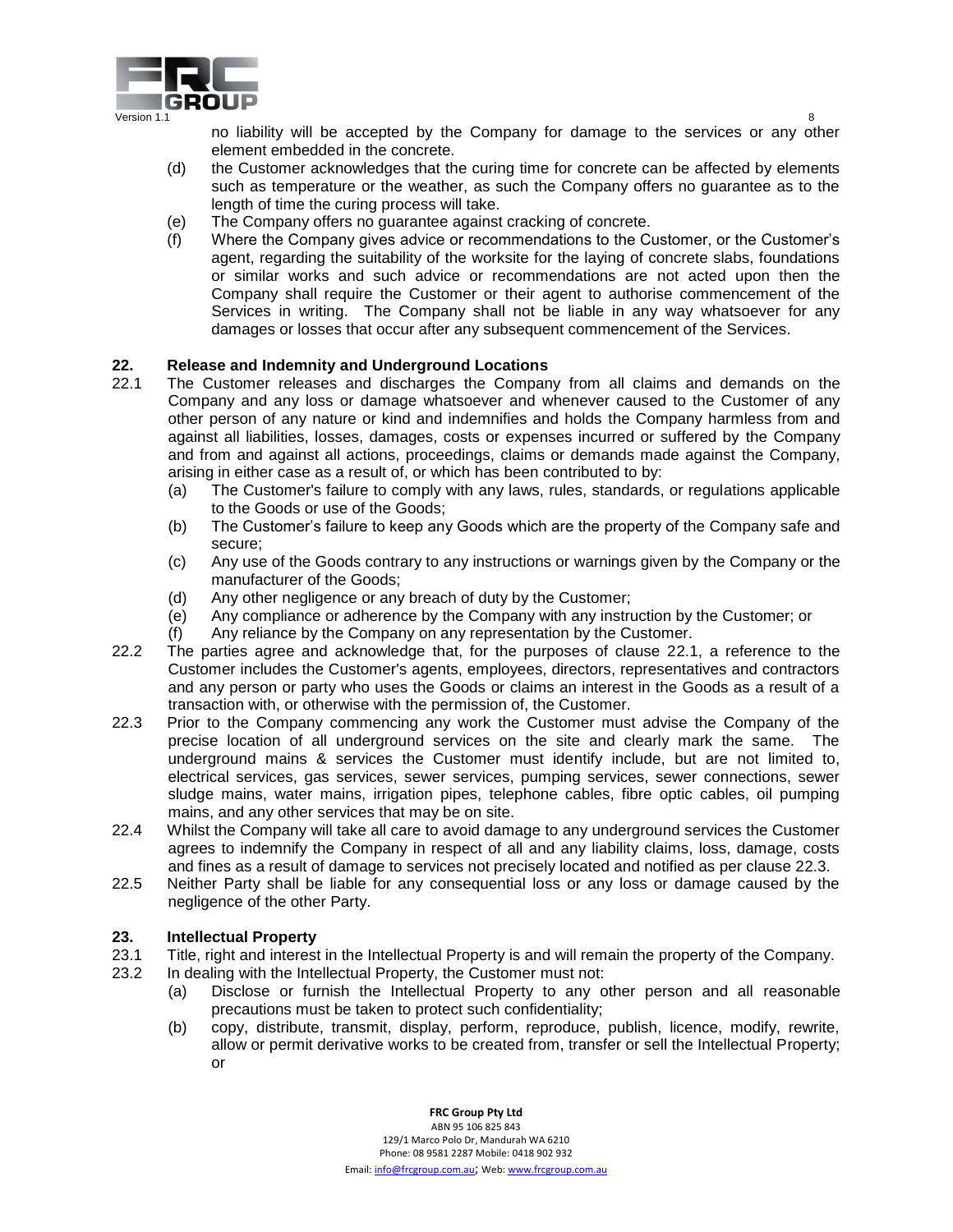no liability will be accepted by the Company for damage to the services or any other element embedded in the concrete.

(d) the Customer acknowledges that the curing time for concrete can be affected by elements such as temperature or the weather, as such the Company offers no guarantee as to the length of time the curing process will take.

(e) The Company offers no guarantee against cracking of concrete.

(f) Where the Company gives advice or recommendations to the Customer, or the Customer's agent, regarding the suitability of the worksite for the laying of concrete slabs, foundations or similar works and such advice or recommendations are not acted upon then the Company shall require the Customer or their agent to authorise commencement of the Services in writing. The Company shall not be liable in any way whatsoever for any damages or losses that occur after any subsequent commencement of the Services.

## 22. Release and Indemnity and Underground Locations

22.1 The Customer releases and discharges the Company from all claims and demands on the Company and any loss or damage whatsoever and whenever caused to the Customer of any other person of any nature or kind and indemnifies and holds the Company harmless from and against all liabilities, losses, damages, costs or expenses incurred or suffered by the Company and from and against all actions, proceedings, claims or demands made against the Company, arising in either case as a result of, or which has been contributed to by:

(a) The Customer's failure to comply with any laws, rules, standards, or regulations applicable to the Goods or use of the Goods;

(b) The Customer's failure to keep any Goods which are the property of the Company safe and secure;

(c) Any use of the Goods contrary to any instructions or warnings given by the Company or the manufacturer of the Goods;

(d) Any other negligence or any breach of duty by the Customer;

(e) Any compliance or adherence by the Company with any instruction by the Customer; or

(f) Any reliance by the Company on any representation by the Customer.

22.2 The parties agree and acknowledge that, for the purposes of clause 22.1, a reference to the Customer includes the Customer's agents, employees, directors, representatives and contractors and any person or party who uses the Goods or claims an interest in the Goods as a result of a transaction with, or otherwise with the permission of, the Customer.

22.3 Prior to the Company commencing any work the Customer must advise the Company of the precise location of all underground services on the site and clearly mark the same. The underground mains & services the Customer must identify include, but are not limited to, electrical services, gas services, sewer services, pumping services, sewer connections, sewer sludge mains, water mains, irrigation pipes, telephone cables, fibre optic cables, oil pumping mains, and any other services that may be on site.

22.4 Whilst the Company will take all care to avoid damage to any underground services the Customer agrees to indemnify the Company in respect of all and any liability claims, loss, damage, costs and fines as a result of damage to services not precisely located and notified as per clause 22.3.

22.5 Neither Party shall be liable for any consequential loss or any loss or damage caused by the negligence of the other Party.

## 23. Intellectual Property

23.1 Title, right and interest in the Intellectual Property is and will remain the property of the Company.

23.2 In dealing with the Intellectual Property, the Customer must not:

(a) Disclose or furnish the Intellectual Property to any other person and all reasonable precautions must be taken to protect such confidentiality;

(b) copy, distribute, transmit, display, perform, reproduce, publish, licence, modify, rewrite, allow or permit derivative works to be created from, transfer or sell the Intellectual Property; or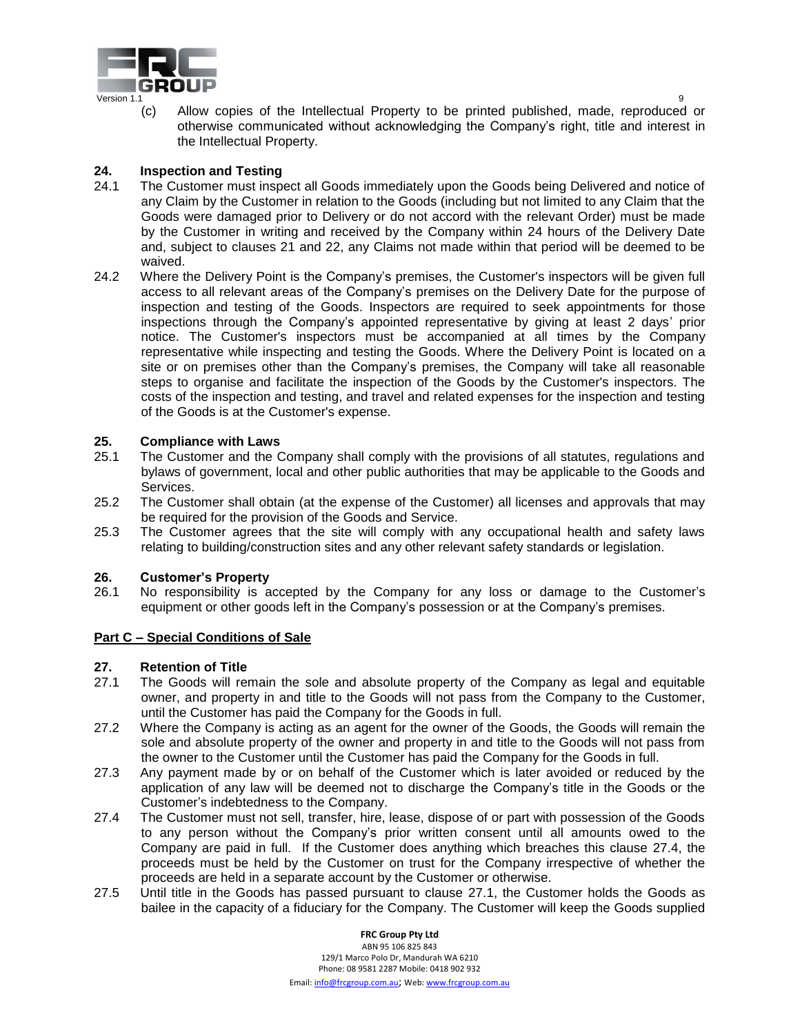(c) Allow copies of the Intellectual Property to be printed published, made, reproduced or otherwise communicated without acknowledging the Company's right, title and interest in the Intellectual Property.

## 24. Inspection and Testing

24.1 The Customer must inspect all Goods immediately upon the Goods being Delivered and notice of any Claim by the Customer in relation to the Goods (including but not limited to any Claim that the Goods were damaged prior to Delivery or do not accord with the relevant Order) must be made by the Customer in writing and received by the Company within 24 hours of the Delivery Date and, subject to clauses 21 and 22, any Claims not made within that period will be deemed to be waived.

24.2 Where the Delivery Point is the Company's premises, the Customer's inspectors will be given full access to all relevant areas of the Company's premises on the Delivery Date for the purpose of inspection and testing of the Goods. Inspectors are required to seek appointments for those inspections through the Company's appointed representative by giving at least 2 days' prior notice. The Customer's inspectors must be accompanied at all times by the Company representative while inspecting and testing the Goods. Where the Delivery Point is located on a site or on premises other than the Company's premises, the Company will take all reasonable steps to organise and facilitate the inspection of the Goods by the Customer's inspectors. The costs of the inspection and testing, and travel and related expenses for the inspection and testing of the Goods is at the Customer's expense.

## 25. Compliance with Laws

25.1 The Customer and the Company shall comply with the provisions of all statutes, regulations and bylaws of government, local and other public authorities that may be applicable to the Goods and Services.

25.2 The Customer shall obtain (at the expense of the Customer) all licenses and approvals that may be required for the provision of the Goods and Service.

25.3 The Customer agrees that the site will comply with any occupational health and safety laws relating to building/construction sites and any other relevant safety standards or legislation.

## 26. Customer's Property

26.1 No responsibility is accepted by the Company for any loss or damage to the Customer's equipment or other goods left in the Company's possession or at the Company's premises.

# Part C – Special Conditions of Sale

## 27. Retention of Title

27.1 The Goods will remain the sole and absolute property of the Company as legal and equitable owner, and property in and title to the Goods will not pass from the Company to the Customer, until the Customer has paid the Company for the Goods in full.

27.2 Where the Company is acting as an agent for the owner of the Goods, the Goods will remain the sole and absolute property of the owner and property in and title to the Goods will not pass from the owner to the Customer until the Customer has paid the Company for the Goods in full.

27.3 Any payment made by or on behalf of the Customer which is later avoided or reduced by the application of any law will be deemed not to discharge the Company's title in the Goods or the Customer's indebtedness to the Company.

27.4 The Customer must not sell, transfer, hire, lease, dispose of or part with possession of the Goods to any person without the Company's prior written consent until all amounts owed to the Company are paid in full. If the Customer does anything which breaches this clause 27.4, the proceeds must be held by the Customer on trust for the Company irrespective of whether the proceeds are held in a separate account by the Customer or otherwise.

27.5 Until title in the Goods has passed pursuant to clause 27.1, the Customer holds the Goods as bailee in the capacity of a fiduciary for the Company. The Customer will keep the Goods supplied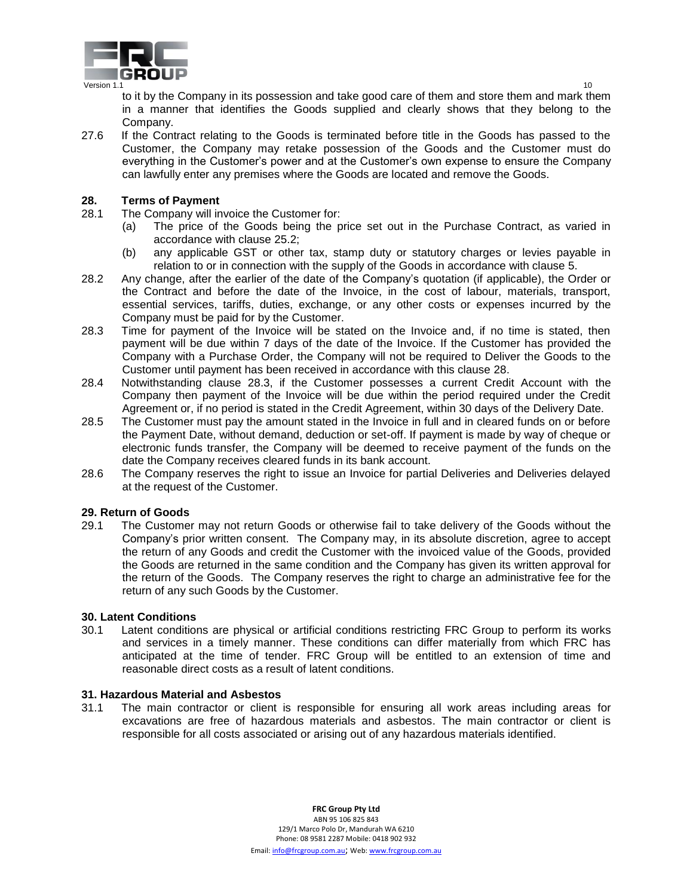to it by the Company in its possession and take good care of them and store them and mark them in a manner that identifies the Goods supplied and clearly shows that they belong to the Company.

27.6 If the Contract relating to the Goods is terminated before title in the Goods has passed to the Customer, the Company may retake possession of the Goods and the Customer must do everything in the Customer's power and at the Customer's own expense to ensure the Company can lawfully enter any premises where the Goods are located and remove the Goods.

## 28. Terms of Payment

28.1 The Company will invoice the Customer for:

(a) The price of the Goods being the price set out in the Purchase Contract, as varied in accordance with clause 25.2;

(b) any applicable GST or other tax, stamp duty or statutory charges or levies payable in relation to or in connection with the supply of the Goods in accordance with clause 5.

28.2 Any change, after the earlier of the date of the Company's quotation (if applicable), the Order or the Contract and before the date of the Invoice, in the cost of labour, materials, transport, essential services, tariffs, duties, exchange, or any other costs or expenses incurred by the Company must be paid for by the Customer.

28.3 Time for payment of the Invoice will be stated on the Invoice and, if no time is stated, then payment will be due within 7 days of the date of the Invoice. If the Customer has provided the Company with a Purchase Order, the Company will not be required to Deliver the Goods to the Customer until payment has been received in accordance with this clause 28.

28.4 Notwithstanding clause 28.3, if the Customer possesses a current Credit Account with the Company then payment of the Invoice will be due within the period required under the Credit Agreement or, if no period is stated in the Credit Agreement, within 30 days of the Delivery Date.

28.5 The Customer must pay the amount stated in the Invoice in full and in cleared funds on or before the Payment Date, without demand, deduction or set-off. If payment is made by way of cheque or electronic funds transfer, the Company will be deemed to receive payment of the funds on the date the Company receives cleared funds in its bank account.

28.6 The Company reserves the right to issue an Invoice for partial Deliveries and Deliveries delayed at the request of the Customer.

## 29. Return of Goods

29.1 The Customer may not return Goods or otherwise fail to take delivery of the Goods without the Company's prior written consent. The Company may, in its absolute discretion, agree to accept the return of any Goods and credit the Customer with the invoiced value of the Goods, provided the Goods are returned in the same condition and the Company has given its written approval for the return of the Goods. The Company reserves the right to charge an administrative fee for the return of any such Goods by the Customer.

## 30. Latent Conditions

30.1 Latent conditions are physical or artificial conditions restricting FRC Group to perform its works and services in a timely manner. These conditions can differ materially from which FRC has anticipated at the time of tender. FRC Group will be entitled to an extension of time and reasonable direct costs as a result of latent conditions.

## 31. Hazardous Material and Asbestos

31.1 The main contractor or client is responsible for ensuring all work areas including areas for excavations are free of hazardous materials and asbestos. The main contractor or client is responsible for all costs associated or arising out of any hazardous materials identified.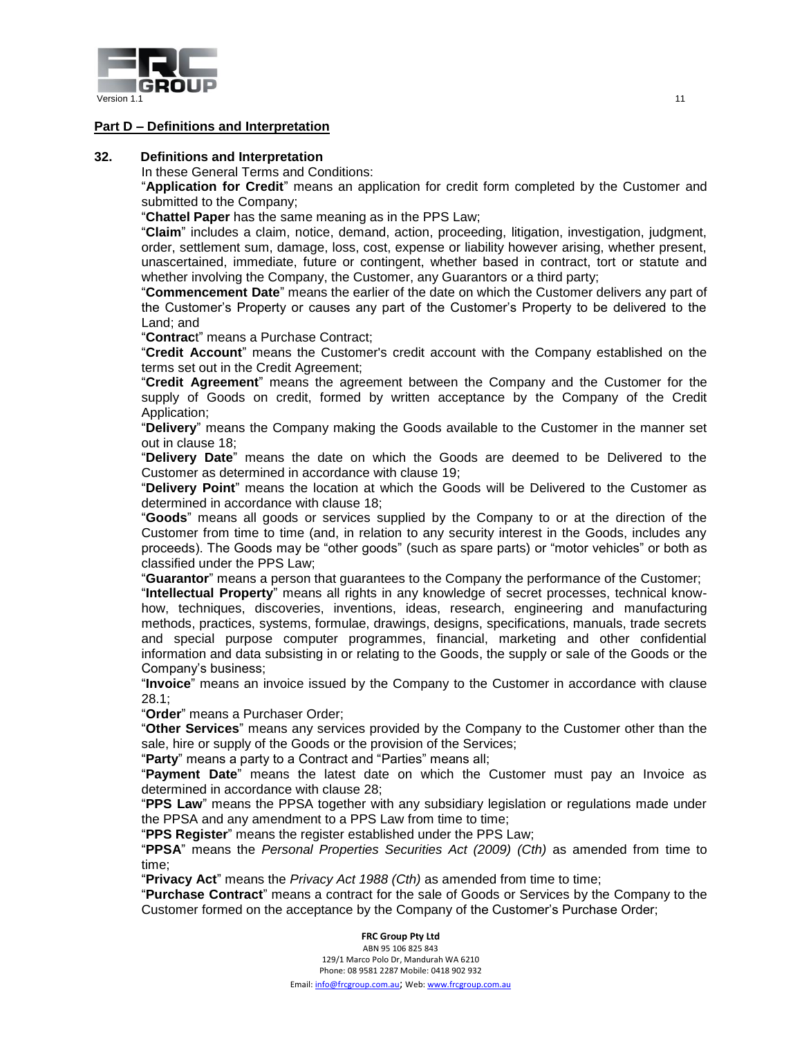## Part D – Definitions and Interpretation

### 32. Definitions and Interpretation

In these General Terms and Conditions:

"**Application for Credit**" means an application for credit form completed by the Customer and submitted to the Company;

"**Chattel Paper** has the same meaning as in the PPS Law;

"**Claim**" includes a claim, notice, demand, action, proceeding, litigation, investigation, judgment, order, settlement sum, damage, loss, cost, expense or liability however arising, whether present, unascertained, immediate, future or contingent, whether based in contract, tort or statute and whether involving the Company, the Customer, any Guarantors or a third party;

"**Commencement Date**" means the earlier of the date on which the Customer delivers any part of the Customer's Property or causes any part of the Customer's Property to be delivered to the Land; and

"**Contrac**t" means a Purchase Contract;

"**Credit Account**" means the Customer's credit account with the Company established on the terms set out in the Credit Agreement;

"**Credit Agreement**" means the agreement between the Company and the Customer for the supply of Goods on credit, formed by written acceptance by the Company of the Credit Application;

"**Delivery**" means the Company making the Goods available to the Customer in the manner set out in clause 18;

"**Delivery Date**" means the date on which the Goods are deemed to be Delivered to the Customer as determined in accordance with clause 19;

"**Delivery Point**" means the location at which the Goods will be Delivered to the Customer as determined in accordance with clause 18;

"**Goods**" means all goods or services supplied by the Company to or at the direction of the Customer from time to time (and, in relation to any security interest in the Goods, includes any proceeds). The Goods may be "other goods" (such as spare parts) or "motor vehicles" or both as classified under the PPS Law;

"**Guarantor**" means a person that guarantees to the Company the performance of the Customer;

"**Intellectual Property**" means all rights in any knowledge of secret processes, technical know-how, techniques, discoveries, inventions, ideas, research, engineering and manufacturing methods, practices, systems, formulae, drawings, designs, specifications, manuals, trade secrets and special purpose computer programmes, financial, marketing and other confidential information and data subsisting in or relating to the Goods, the supply or sale of the Goods or the Company's business;

"**Invoice**" means an invoice issued by the Company to the Customer in accordance with clause 28.1;

"**Order**" means a Purchaser Order;

"**Other Services**" means any services provided by the Company to the Customer other than the sale, hire or supply of the Goods or the provision of the Services;

"**Party**" means a party to a Contract and "Parties" means all;

"**Payment Date**" means the latest date on which the Customer must pay an Invoice as determined in accordance with clause 28;

"**PPS Law**" means the PPSA together with any subsidiary legislation or regulations made under the PPSA and any amendment to a PPS Law from time to time;

"**PPS Register**" means the register established under the PPS Law;

"**PPSA**" means the *Personal Properties Securities Act (2009) (Cth)* as amended from time to time;

"**Privacy Act**" means the *Privacy Act 1988 (Cth)* as amended from time to time;

"**Purchase Contract**" means a contract for the sale of Goods or Services by the Company to the Customer formed on the acceptance by the Company of the Customer's Purchase Order;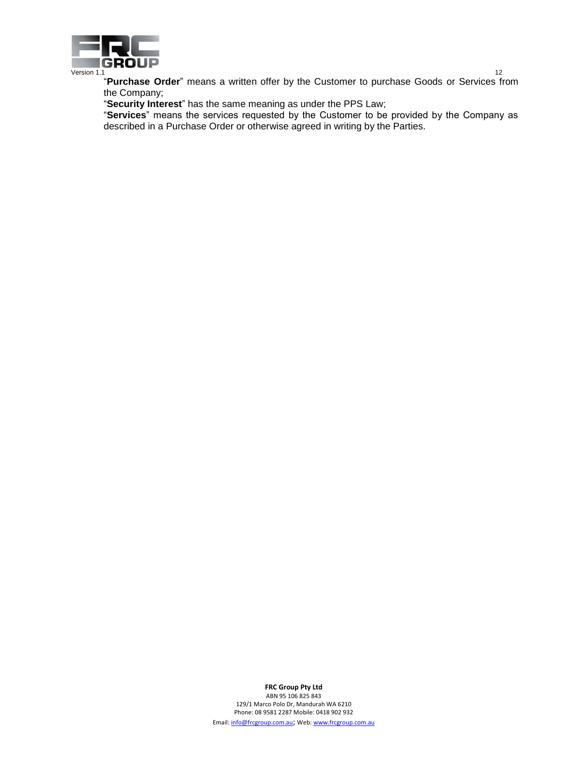"**Purchase Order**" means a written offer by the Customer to purchase Goods or Services from the Company;

"**Security Interest**" has the same meaning as under the PPS Law;

"**Services**" means the services requested by the Customer to be provided by the Company as described in a Purchase Order or otherwise agreed in writing by the Parties.